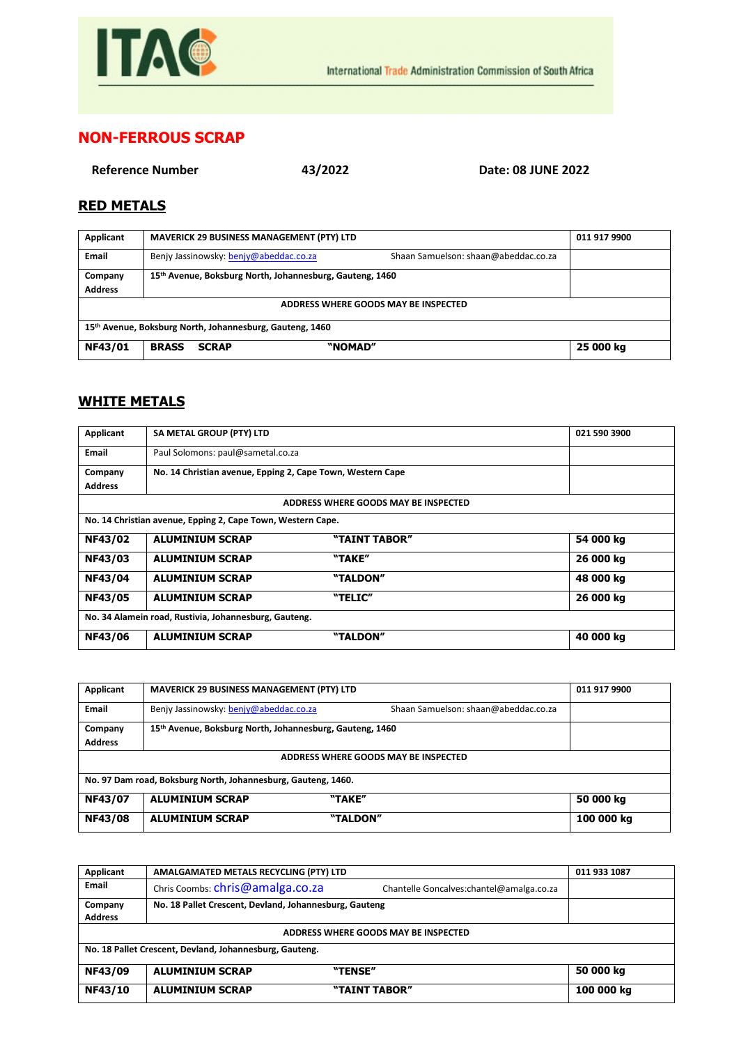ITAC

International Trade Administration Commission of South Africa

## NON-FERROUS SCRAP

**Reference Number** **43/2022** **Date: 08 JUNE 2022**

### RED METALS

| Applicant | MAVERICK 29 BUSINESS MANAGEMENT (PTY) LTD | | 011 917 9900 |
|---|---|---|---|
| Email | Benjy Jassinowsky: benjy@abeddac.co.za | Shaan Samuelson: shaan@abeddac.co.za | |
| Company Address | 15th Avenue, Boksburg North, Johannesburg, Gauteng, 1460 | | |
| ADDRESS WHERE GOODS MAY BE INSPECTED | | | |
| 15th Avenue, Boksburg North, Johannesburg, Gauteng, 1460 | | | |
| **NF43/01** | **BRASS SCRAP** | **"NOMAD"** | **25 000 kg** |

### WHITE METALS

| Applicant | SA METAL GROUP (PTY) LTD | | 021 590 3900 |
|---|---|---|---|
| Email | Paul Solomons: paul@sametal.co.za | | |
| Company Address | No. 14 Christian avenue, Epping 2, Cape Town, Western Cape | | |
| ADDRESS WHERE GOODS MAY BE INSPECTED | | | |
| No. 14 Christian avenue, Epping 2, Cape Town, Western Cape. | | | |
| **NF43/02** | **ALUMINIUM SCRAP** | **"TAINT TABOR"** | **54 000 kg** |
| **NF43/03** | **ALUMINIUM SCRAP** | **"TAKE"** | **26 000 kg** |
| **NF43/04** | **ALUMINIUM SCRAP** | **"TALDON"** | **48 000 kg** |
| **NF43/05** | **ALUMINIUM SCRAP** | **"TELIC"** | **26 000 kg** |
| No. 34 Alamein road, Rustivia, Johannesburg, Gauteng. | | | |
| **NF43/06** | **ALUMINIUM SCRAP** | **"TALDON"** | **40 000 kg** |

| Applicant | MAVERICK 29 BUSINESS MANAGEMENT (PTY) LTD | | 011 917 9900 |
|---|---|---|---|
| Email | Benjy Jassinowsky: benjy@abeddac.co.za | Shaan Samuelson: shaan@abeddac.co.za | |
| Company Address | 15th Avenue, Boksburg North, Johannesburg, Gauteng, 1460 | | |
| ADDRESS WHERE GOODS MAY BE INSPECTED | | | |
| No. 97 Dam road, Boksburg North, Johannesburg, Gauteng, 1460. | | | |
| **NF43/07** | **ALUMINIUM SCRAP** | **"TAKE"** | **50 000 kg** |
| **NF43/08** | **ALUMINIUM SCRAP** | **"TALDON"** | **100 000 kg** |

| Applicant | AMALGAMATED METALS RECYCLING (PTY) LTD | | 011 933 1087 |
|---|---|---|---|
| Email | Chris Coombs: chris@amalga.co.za | Chantelle Goncalves:chantel@amalga.co.za | |
| Company Address | No. 18 Pallet Crescent, Devland, Johannesburg, Gauteng | | |
| ADDRESS WHERE GOODS MAY BE INSPECTED | | | |
| No. 18 Pallet Crescent, Devland, Johannesburg, Gauteng. | | | |
| **NF43/09** | **ALUMINIUM SCRAP** | **"TENSE"** | **50 000 kg** |
| **NF43/10** | **ALUMINIUM SCRAP** | **"TAINT TABOR"** | **100 000 kg** |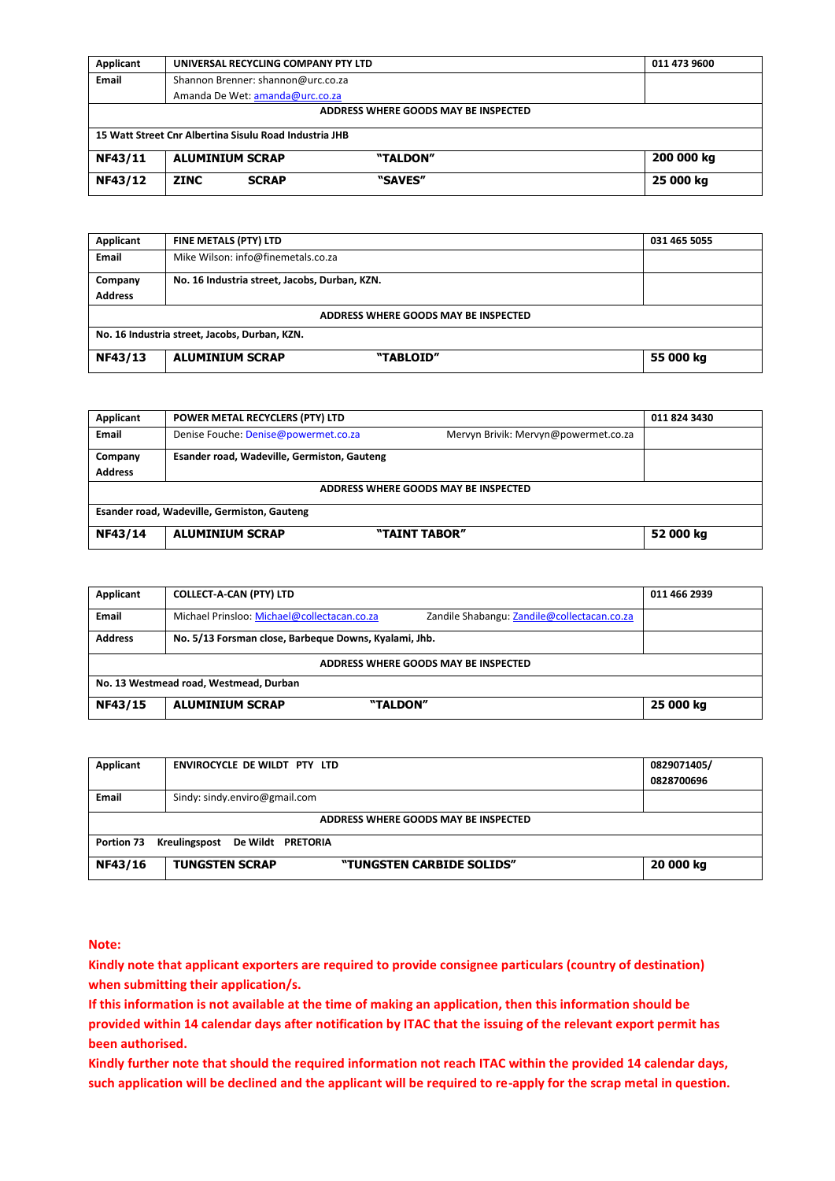| | | | |
|---|---|---|---|
| **Applicant** | **UNIVERSAL RECYCLING COMPANY PTY LTD** | | **011 473 9600** |
| **Email** | Shannon Brenner: shannon@urc.co.za<br>Amanda De Wet: amanda@urc.co.za | | |
| **ADDRESS WHERE GOODS MAY BE INSPECTED** | | | |
| **15 Watt Street Cnr Albertina Sisulu Road Industria JHB** | | | |
| **NF43/11** | **ALUMINIUM SCRAP** | **"TALDON"** | **200 000 kg** |
| **NF43/12** | **ZINC SCRAP** | **"SAVES"** | **25 000 kg** |

| | | | |
|---|---|---|---|
| **Applicant** | **FINE METALS (PTY) LTD** | | **031 465 5055** |
| **Email** | Mike Wilson: info@finemetals.co.za | | |
| **Company Address** | **No. 16 Industria street, Jacobs, Durban, KZN.** | | |
| **ADDRESS WHERE GOODS MAY BE INSPECTED** | | | |
| **No. 16 Industria street, Jacobs, Durban, KZN.** | | | |
| **NF43/13** | **ALUMINIUM SCRAP** | **"TABLOID"** | **55 000 kg** |

| | | | |
|---|---|---|---|
| **Applicant** | **POWER METAL RECYCLERS (PTY) LTD** | | **011 824 3430** |
| **Email** | Denise Fouche: Denise@powermet.co.za | Mervyn Brivik: Mervyn@powermet.co.za | |
| **Company Address** | **Esander road, Wadeville, Germiston, Gauteng** | | |
| **ADDRESS WHERE GOODS MAY BE INSPECTED** | | | |
| **Esander road, Wadeville, Germiston, Gauteng** | | | |
| **NF43/14** | **ALUMINIUM SCRAP** | **"TAINT TABOR"** | **52 000 kg** |

| | | | |
|---|---|---|---|
| **Applicant** | **COLLECT-A-CAN (PTY) LTD** | | **011 466 2939** |
| **Email** | Michael Prinsloo: Michael@collectacan.co.za | Zandile Shabangu: Zandile@collectacan.co.za | |
| **Address** | **No. 5/13 Forsman close, Barbeque Downs, Kyalami, Jhb.** | | |
| **ADDRESS WHERE GOODS MAY BE INSPECTED** | | | |
| **No. 13 Westmead road, Westmead, Durban** | | | |
| **NF43/15** | **ALUMINIUM SCRAP** | **"TALDON"** | **25 000 kg** |

| | | | |
|---|---|---|---|
| **Applicant** | **ENVIROCYCLE DE WILDT PTY LTD** | | **0829071405/ 0828700696** |
| **Email** | Sindy: sindy.enviro@gmail.com | | |
| **ADDRESS WHERE GOODS MAY BE INSPECTED** | | | |
| **Portion 73 Kreulingspost De Wildt PRETORIA** | | | |
| **NF43/16** | **TUNGSTEN SCRAP** | **"TUNGSTEN CARBIDE SOLIDS"** | **20 000 kg** |

**Note:**

**Kindly note that applicant exporters are required to provide consignee particulars (country of destination) when submitting their application/s.**

**If this information is not available at the time of making an application, then this information should be provided within 14 calendar days after notification by ITAC that the issuing of the relevant export permit has been authorised.**

**Kindly further note that should the required information not reach ITAC within the provided 14 calendar days, such application will be declined and the applicant will be required to re-apply for the scrap metal in question.**